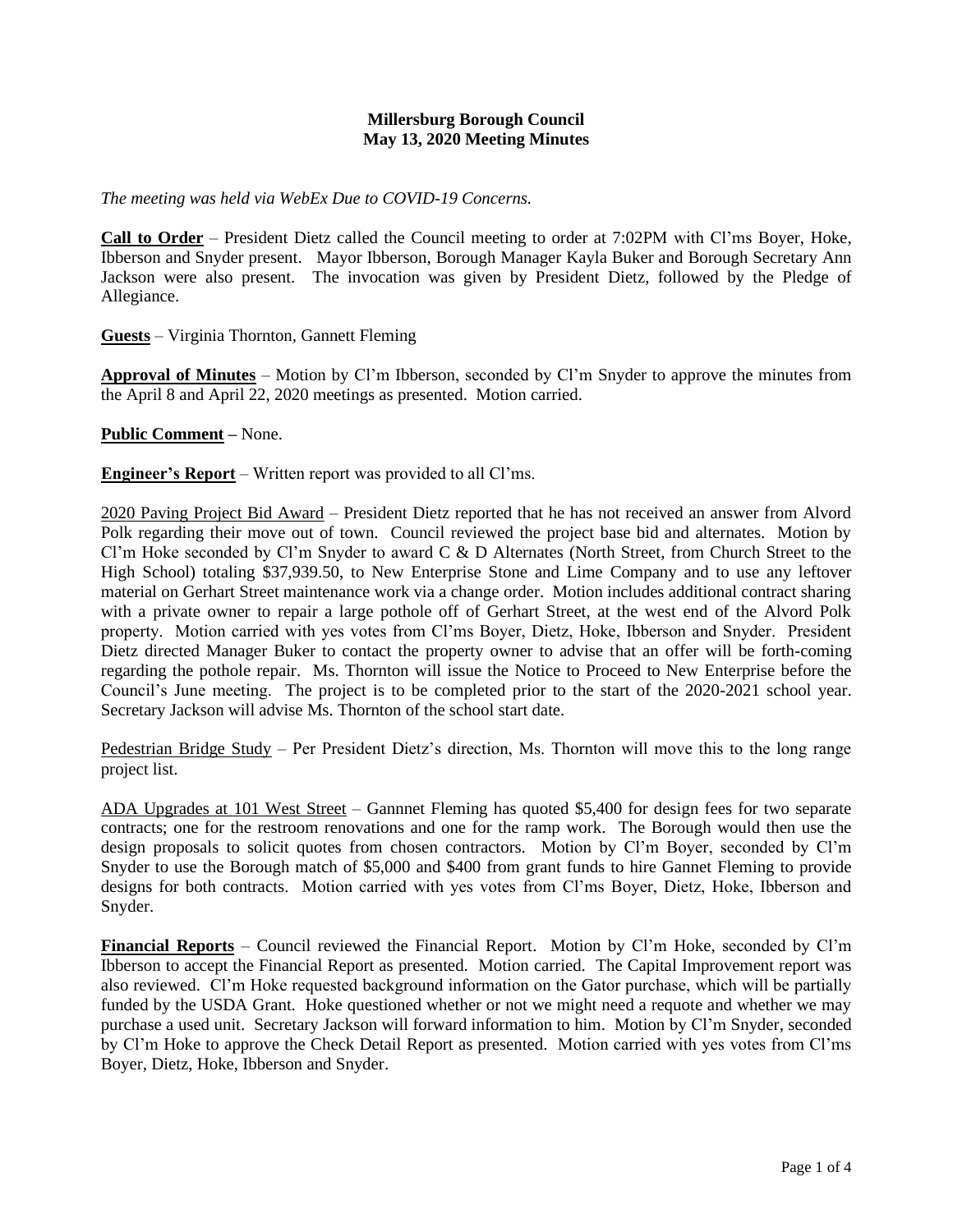**Millersburg Borough Council**
**May 13, 2020 Meeting Minutes**

*The meeting was held via WebEx Due to COVID-19 Concerns.*

**Call to Order** – President Dietz called the Council meeting to order at 7:02PM with Cl'ms Boyer, Hoke, Ibberson and Snyder present. Mayor Ibberson, Borough Manager Kayla Buker and Borough Secretary Ann Jackson were also present. The invocation was given by President Dietz, followed by the Pledge of Allegiance.

**Guests** – Virginia Thornton, Gannett Fleming

**Approval of Minutes** – Motion by Cl'm Ibberson, seconded by Cl'm Snyder to approve the minutes from the April 8 and April 22, 2020 meetings as presented. Motion carried.

**Public Comment –** None.

**Engineer's Report** – Written report was provided to all Cl'ms.

2020 Paving Project Bid Award – President Dietz reported that he has not received an answer from Alvord Polk regarding their move out of town. Council reviewed the project base bid and alternates. Motion by Cl'm Hoke seconded by Cl'm Snyder to award C & D Alternates (North Street, from Church Street to the High School) totaling $37,939.50, to New Enterprise Stone and Lime Company and to use any leftover material on Gerhart Street maintenance work via a change order. Motion includes additional contract sharing with a private owner to repair a large pothole off of Gerhart Street, at the west end of the Alvord Polk property. Motion carried with yes votes from Cl'ms Boyer, Dietz, Hoke, Ibberson and Snyder. President Dietz directed Manager Buker to contact the property owner to advise that an offer will be forth-coming regarding the pothole repair. Ms. Thornton will issue the Notice to Proceed to New Enterprise before the Council's June meeting. The project is to be completed prior to the start of the 2020-2021 school year. Secretary Jackson will advise Ms. Thornton of the school start date.

Pedestrian Bridge Study – Per President Dietz's direction, Ms. Thornton will move this to the long range project list.

ADA Upgrades at 101 West Street – Gannnet Fleming has quoted $5,400 for design fees for two separate contracts; one for the restroom renovations and one for the ramp work. The Borough would then use the design proposals to solicit quotes from chosen contractors. Motion by Cl'm Boyer, seconded by Cl'm Snyder to use the Borough match of $5,000 and $400 from grant funds to hire Gannet Fleming to provide designs for both contracts. Motion carried with yes votes from Cl'ms Boyer, Dietz, Hoke, Ibberson and Snyder.

**Financial Reports** – Council reviewed the Financial Report. Motion by Cl'm Hoke, seconded by Cl'm Ibberson to accept the Financial Report as presented. Motion carried. The Capital Improvement report was also reviewed. Cl'm Hoke requested background information on the Gator purchase, which will be partially funded by the USDA Grant. Hoke questioned whether or not we might need a requote and whether we may purchase a used unit. Secretary Jackson will forward information to him. Motion by Cl'm Snyder, seconded by Cl'm Hoke to approve the Check Detail Report as presented. Motion carried with yes votes from Cl'ms Boyer, Dietz, Hoke, Ibberson and Snyder.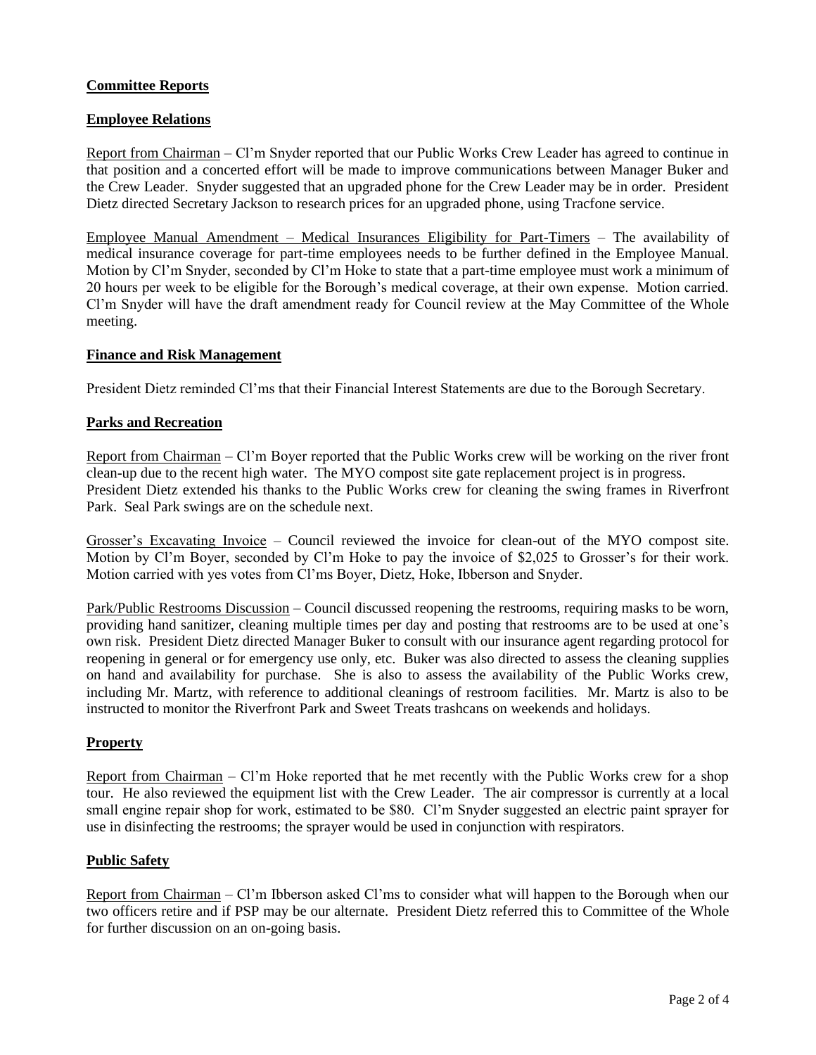## Committee Reports

### Employee Relations

Report from Chairman – Cl'm Snyder reported that our Public Works Crew Leader has agreed to continue in that position and a concerted effort will be made to improve communications between Manager Buker and the Crew Leader. Snyder suggested that an upgraded phone for the Crew Leader may be in order. President Dietz directed Secretary Jackson to research prices for an upgraded phone, using Tracfone service.

Employee Manual Amendment – Medical Insurances Eligibility for Part-Timers – The availability of medical insurance coverage for part-time employees needs to be further defined in the Employee Manual. Motion by Cl'm Snyder, seconded by Cl'm Hoke to state that a part-time employee must work a minimum of 20 hours per week to be eligible for the Borough's medical coverage, at their own expense. Motion carried. Cl'm Snyder will have the draft amendment ready for Council review at the May Committee of the Whole meeting.

### Finance and Risk Management

President Dietz reminded Cl'ms that their Financial Interest Statements are due to the Borough Secretary.

### Parks and Recreation

Report from Chairman – Cl'm Boyer reported that the Public Works crew will be working on the river front clean-up due to the recent high water. The MYO compost site gate replacement project is in progress. President Dietz extended his thanks to the Public Works crew for cleaning the swing frames in Riverfront Park. Seal Park swings are on the schedule next.

Grosser's Excavating Invoice – Council reviewed the invoice for clean-out of the MYO compost site. Motion by Cl'm Boyer, seconded by Cl'm Hoke to pay the invoice of $2,025 to Grosser's for their work. Motion carried with yes votes from Cl'ms Boyer, Dietz, Hoke, Ibberson and Snyder.

Park/Public Restrooms Discussion – Council discussed reopening the restrooms, requiring masks to be worn, providing hand sanitizer, cleaning multiple times per day and posting that restrooms are to be used at one's own risk. President Dietz directed Manager Buker to consult with our insurance agent regarding protocol for reopening in general or for emergency use only, etc. Buker was also directed to assess the cleaning supplies on hand and availability for purchase. She is also to assess the availability of the Public Works crew, including Mr. Martz, with reference to additional cleanings of restroom facilities. Mr. Martz is also to be instructed to monitor the Riverfront Park and Sweet Treats trashcans on weekends and holidays.

### Property

Report from Chairman – Cl'm Hoke reported that he met recently with the Public Works crew for a shop tour. He also reviewed the equipment list with the Crew Leader. The air compressor is currently at a local small engine repair shop for work, estimated to be $80. Cl'm Snyder suggested an electric paint sprayer for use in disinfecting the restrooms; the sprayer would be used in conjunction with respirators.

### Public Safety

Report from Chairman – Cl'm Ibberson asked Cl'ms to consider what will happen to the Borough when our two officers retire and if PSP may be our alternate. President Dietz referred this to Committee of the Whole for further discussion on an on-going basis.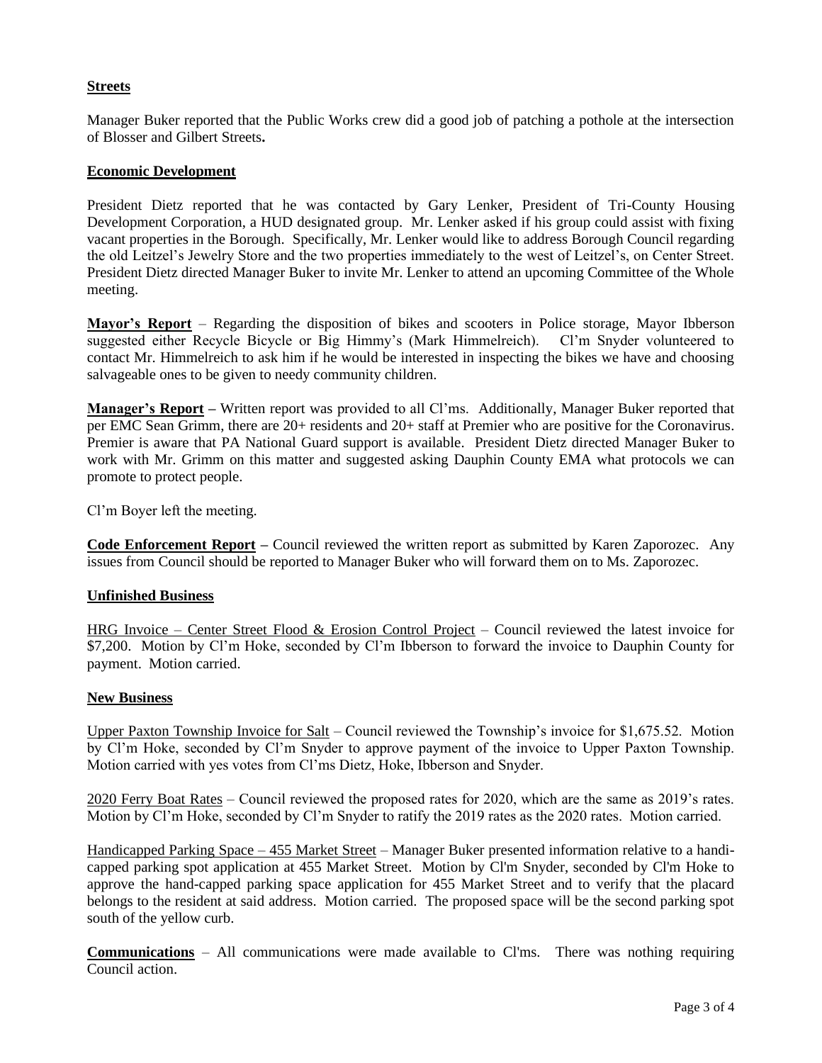**Streets**

Manager Buker reported that the Public Works crew did a good job of patching a pothole at the intersection of Blosser and Gilbert Streets**.**

**Economic Development**

President Dietz reported that he was contacted by Gary Lenker, President of Tri-County Housing Development Corporation, a HUD designated group. Mr. Lenker asked if his group could assist with fixing vacant properties in the Borough. Specifically, Mr. Lenker would like to address Borough Council regarding the old Leitzel's Jewelry Store and the two properties immediately to the west of Leitzel's, on Center Street. President Dietz directed Manager Buker to invite Mr. Lenker to attend an upcoming Committee of the Whole meeting.

**Mayor's Report** – Regarding the disposition of bikes and scooters in Police storage, Mayor Ibberson suggested either Recycle Bicycle or Big Himmy's (Mark Himmelreich). Cl'm Snyder volunteered to contact Mr. Himmelreich to ask him if he would be interested in inspecting the bikes we have and choosing salvageable ones to be given to needy community children.

**Manager's Report –** Written report was provided to all Cl'ms. Additionally, Manager Buker reported that per EMC Sean Grimm, there are 20+ residents and 20+ staff at Premier who are positive for the Coronavirus. Premier is aware that PA National Guard support is available. President Dietz directed Manager Buker to work with Mr. Grimm on this matter and suggested asking Dauphin County EMA what protocols we can promote to protect people.

Cl'm Boyer left the meeting.

**Code Enforcement Report –** Council reviewed the written report as submitted by Karen Zaporozec. Any issues from Council should be reported to Manager Buker who will forward them on to Ms. Zaporozec.

**Unfinished Business**

HRG Invoice – Center Street Flood & Erosion Control Project – Council reviewed the latest invoice for $7,200. Motion by Cl'm Hoke, seconded by Cl'm Ibberson to forward the invoice to Dauphin County for payment. Motion carried.

**New Business**

Upper Paxton Township Invoice for Salt – Council reviewed the Township's invoice for $1,675.52. Motion by Cl'm Hoke, seconded by Cl'm Snyder to approve payment of the invoice to Upper Paxton Township. Motion carried with yes votes from Cl'ms Dietz, Hoke, Ibberson and Snyder.

2020 Ferry Boat Rates – Council reviewed the proposed rates for 2020, which are the same as 2019's rates. Motion by Cl'm Hoke, seconded by Cl'm Snyder to ratify the 2019 rates as the 2020 rates. Motion carried.

Handicapped Parking Space – 455 Market Street – Manager Buker presented information relative to a handi-capped parking spot application at 455 Market Street. Motion by Cl'm Snyder, seconded by Cl'm Hoke to approve the hand-capped parking space application for 455 Market Street and to verify that the placard belongs to the resident at said address. Motion carried. The proposed space will be the second parking spot south of the yellow curb.

**Communications** – All communications were made available to Cl'ms. There was nothing requiring Council action.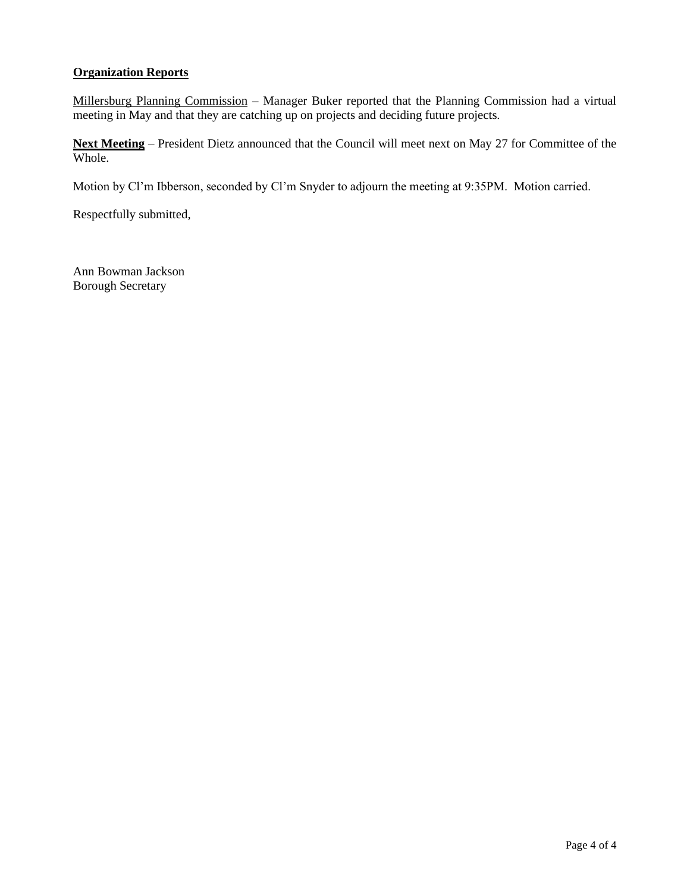**Organization Reports**

Millersburg Planning Commission – Manager Buker reported that the Planning Commission had a virtual meeting in May and that they are catching up on projects and deciding future projects.

**Next Meeting** – President Dietz announced that the Council will meet next on May 27 for Committee of the Whole.

Motion by Cl'm Ibberson, seconded by Cl'm Snyder to adjourn the meeting at 9:35PM. Motion carried.

Respectfully submitted,

Ann Bowman Jackson
Borough Secretary